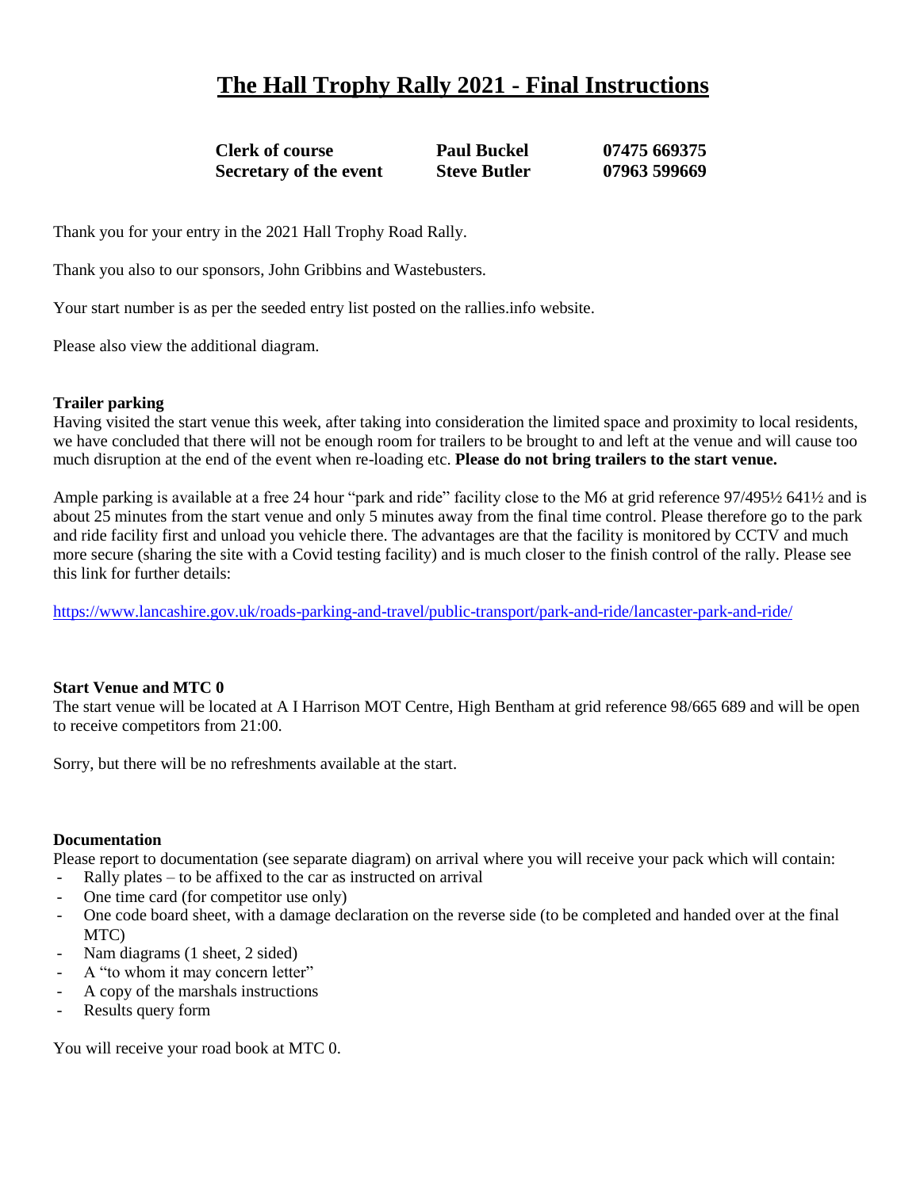# The Hall Trophy Rally 2021 - Final Instructions

| | | |
|---|---|---|
| **Clerk of course** | **Paul Buckel** | **07475 669375** |
| **Secretary of the event** | **Steve Butler** | **07963 599669** |

Thank you for your entry in the 2021 Hall Trophy Road Rally.

Thank you also to our sponsors, John Gribbins and Wastebusters.

Your start number is as per the seeded entry list posted on the rallies.info website.

Please also view the additional diagram.

**Trailer parking**

Having visited the start venue this week, after taking into consideration the limited space and proximity to local residents, we have concluded that there will not be enough room for trailers to be brought to and left at the venue and will cause too much disruption at the end of the event when re-loading etc. **Please do not bring trailers to the start venue.**

Ample parking is available at a free 24 hour "park and ride" facility close to the M6 at grid reference 97/495½ 641½ and is about 25 minutes from the start venue and only 5 minutes away from the final time control. Please therefore go to the park and ride facility first and unload you vehicle there. The advantages are that the facility is monitored by CCTV and much more secure (sharing the site with a Covid testing facility) and is much closer to the finish control of the rally. Please see this link for further details:

https://www.lancashire.gov.uk/roads-parking-and-travel/public-transport/park-and-ride/lancaster-park-and-ride/

**Start Venue and MTC 0**

The start venue will be located at A I Harrison MOT Centre, High Bentham at grid reference 98/665 689 and will be open to receive competitors from 21:00.

Sorry, but there will be no refreshments available at the start.

**Documentation**

Please report to documentation (see separate diagram) on arrival where you will receive your pack which will contain:

- Rally plates – to be affixed to the car as instructed on arrival
- One time card (for competitor use only)
- One code board sheet, with a damage declaration on the reverse side (to be completed and handed over at the final MTC)
- Nam diagrams (1 sheet, 2 sided)
- A "to whom it may concern letter"
- A copy of the marshals instructions
- Results query form

You will receive your road book at MTC 0.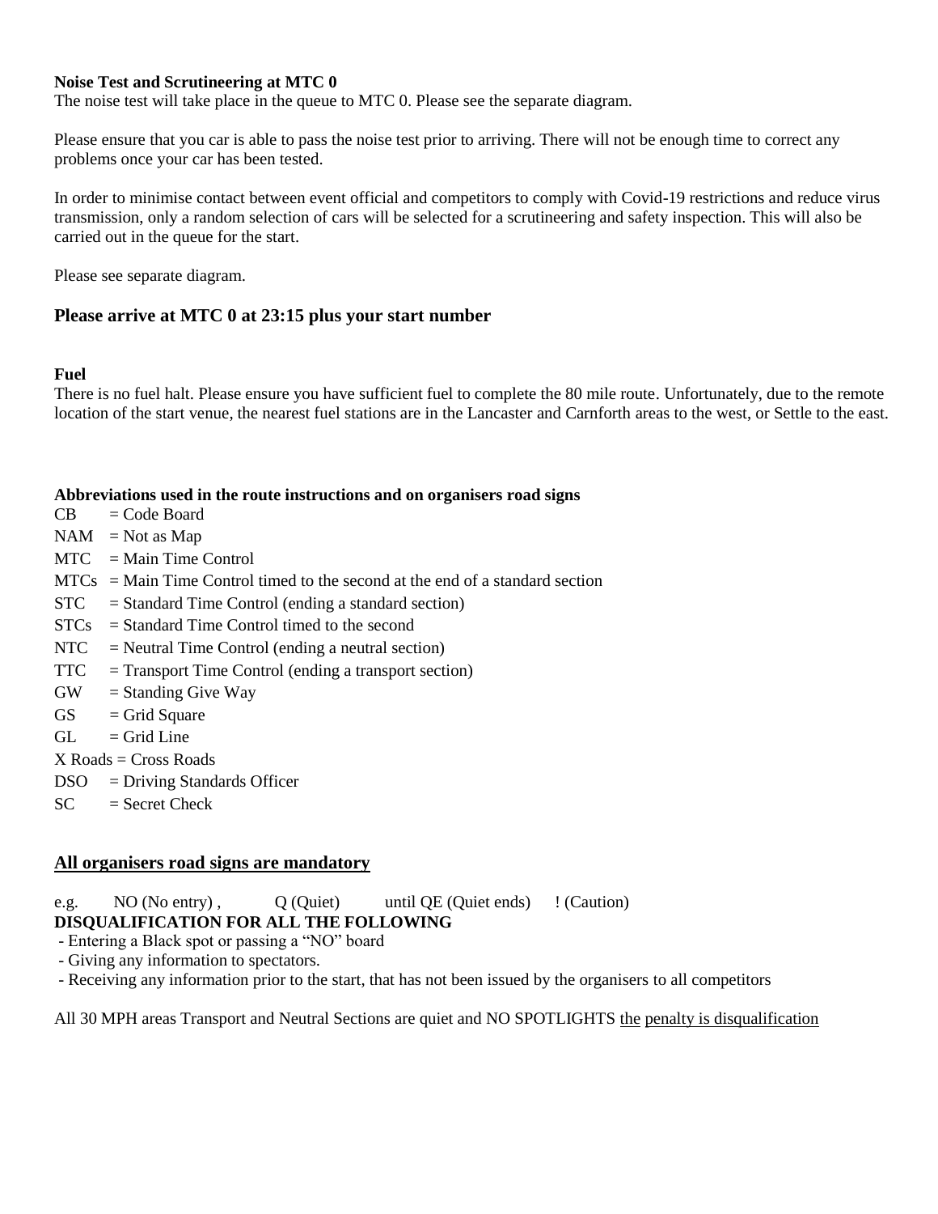**Noise Test and Scrutineering at MTC 0**

The noise test will take place in the queue to MTC 0. Please see the separate diagram.

Please ensure that you car is able to pass the noise test prior to arriving. There will not be enough time to correct any problems once your car has been tested.

In order to minimise contact between event official and competitors to comply with Covid-19 restrictions and reduce virus transmission, only a random selection of cars will be selected for a scrutineering and safety inspection. This will also be carried out in the queue for the start.

Please see separate diagram.

### Please arrive at MTC 0 at 23:15 plus your start number

**Fuel**

There is no fuel halt. Please ensure you have sufficient fuel to complete the 80 mile route. Unfortunately, due to the remote location of the start venue, the nearest fuel stations are in the Lancaster and Carnforth areas to the west, or Settle to the east.

**Abbreviations used in the route instructions and on organisers road signs**

CB = Code Board
NAM = Not as Map
MTC = Main Time Control
MTCs = Main Time Control timed to the second at the end of a standard section
STC = Standard Time Control (ending a standard section)
STCs = Standard Time Control timed to the second
NTC = Neutral Time Control (ending a neutral section)
TTC = Transport Time Control (ending a transport section)
GW = Standing Give Way
GS = Grid Square
GL = Grid Line
X Roads = Cross Roads
DSO = Driving Standards Officer
SC = Secret Check

### All organisers road signs are mandatory

e.g. NO (No entry) , Q (Quiet) until QE (Quiet ends) ! (Caution)

**DISQUALIFICATION FOR ALL THE FOLLOWING**

- Entering a Black spot or passing a "NO" board
- Giving any information to spectators.
- Receiving any information prior to the start, that has not been issued by the organisers to all competitors

All 30 MPH areas Transport and Neutral Sections are quiet and NO SPOTLIGHTS the penalty is disqualification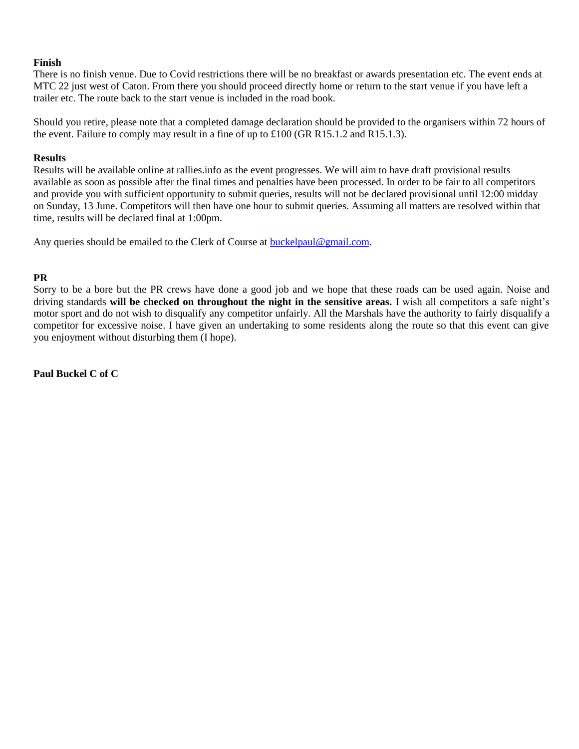**Finish**

There is no finish venue. Due to Covid restrictions there will be no breakfast or awards presentation etc. The event ends at MTC 22 just west of Caton. From there you should proceed directly home or return to the start venue if you have left a trailer etc. The route back to the start venue is included in the road book.

Should you retire, please note that a completed damage declaration should be provided to the organisers within 72 hours of the event. Failure to comply may result in a fine of up to £100 (GR R15.1.2 and R15.1.3).

**Results**

Results will be available online at rallies.info as the event progresses. We will aim to have draft provisional results available as soon as possible after the final times and penalties have been processed. In order to be fair to all competitors and provide you with sufficient opportunity to submit queries, results will not be declared provisional until 12:00 midday on Sunday, 13 June. Competitors will then have one hour to submit queries. Assuming all matters are resolved within that time, results will be declared final at 1:00pm.

Any queries should be emailed to the Clerk of Course at [buckelpaul@gmail.com](mailto:buckelpaul@gmail.com).

**PR**

Sorry to be a bore but the PR crews have done a good job and we hope that these roads can be used again. Noise and driving standards **will be checked on throughout the night in the sensitive areas.** I wish all competitors a safe night's motor sport and do not wish to disqualify any competitor unfairly. All the Marshals have the authority to fairly disqualify a competitor for excessive noise. I have given an undertaking to some residents along the route so that this event can give you enjoyment without disturbing them (I hope).

**Paul Buckel C of C**